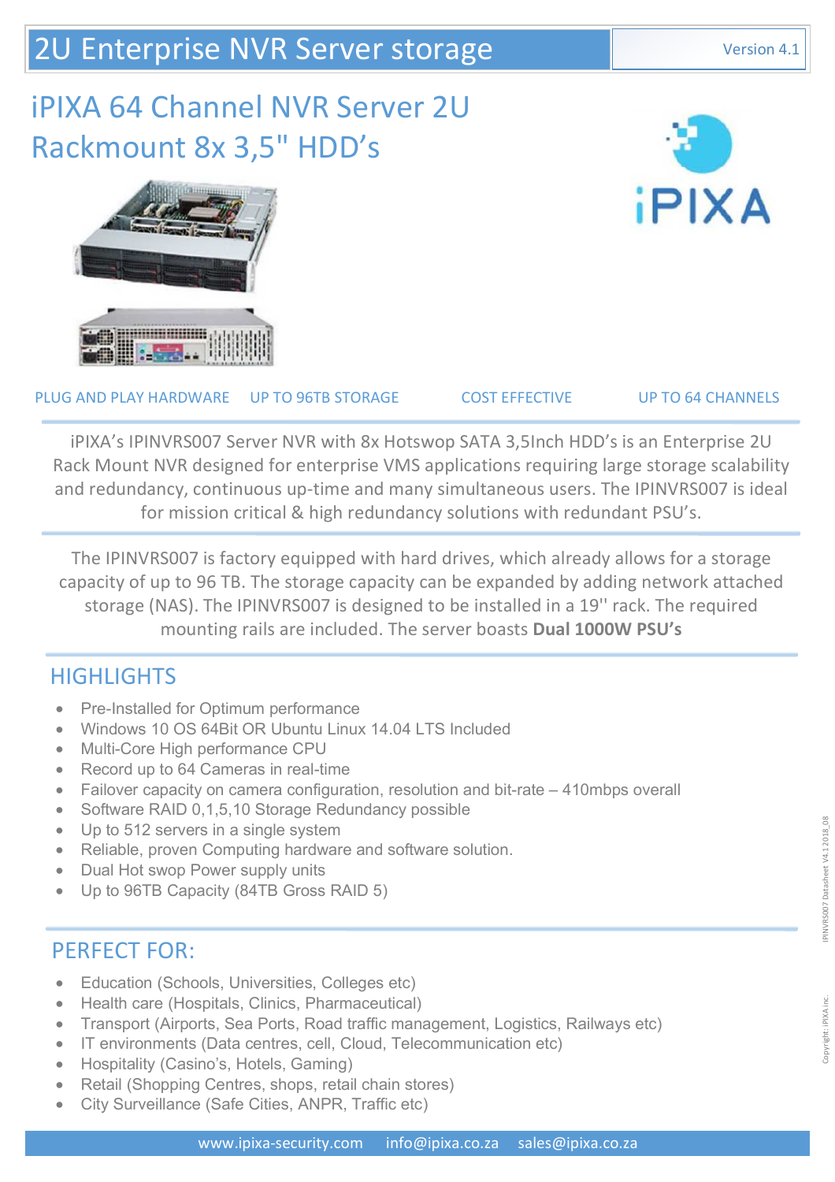# 2U Enterprise NVR Server storage

Version 4.1

## iPIXA 64 Channel NVR Server 2U Rackmount 8x 3,5" HDD's

iPIXA

PLUG AND PLAY HARDWARE | UP TO 96TB STORAGE | COST EFFECTIVE | UP TO 64 CHANNELS

iPIXA's IPINVRS007 Server NVR with 8x Hotswop SATA 3,5Inch HDD's is an Enterprise 2U Rack Mount NVR designed for enterprise VMS applications requiring large storage scalability and redundancy, continuous up-time and many simultaneous users. The IPINVRS007 is ideal for mission critical & high redundancy solutions with redundant PSU's.

The IPINVRS007 is factory equipped with hard drives, which already allows for a storage capacity of up to 96 TB. The storage capacity can be expanded by adding network attached storage (NAS). The IPINVRS007 is designed to be installed in a 19'' rack. The required mounting rails are included. The server boasts **Dual 1000W PSU's**

## HIGHLIGHTS

- Pre-Installed for Optimum performance
- Windows 10 OS 64Bit OR Ubuntu Linux 14.04 LTS Included
- Multi-Core High performance CPU
- Record up to 64 Cameras in real-time
- Failover capacity on camera configuration, resolution and bit-rate – 410mbps overall
- Software RAID 0,1,5,10 Storage Redundancy possible
- Up to 512 servers in a single system
- Reliable, proven Computing hardware and software solution.
- Dual Hot swop Power supply units
- Up to 96TB Capacity (84TB Gross RAID 5)

## PERFECT FOR:

- Education (Schools, Universities, Colleges etc)
- Health care (Hospitals, Clinics, Pharmaceutical)
- Transport (Airports, Sea Ports, Road traffic management, Logistics, Railways etc)
- IT environments (Data centres, cell, Cloud, Telecommunication etc)
- Hospitality (Casino's, Hotels, Gaming)
- Retail (Shopping Centres, shops, retail chain stores)
- City Surveillance (Safe Cities, ANPR, Traffic etc)

www.ipixa-security.com info@ipixa.co.za sales@ipixa.co.za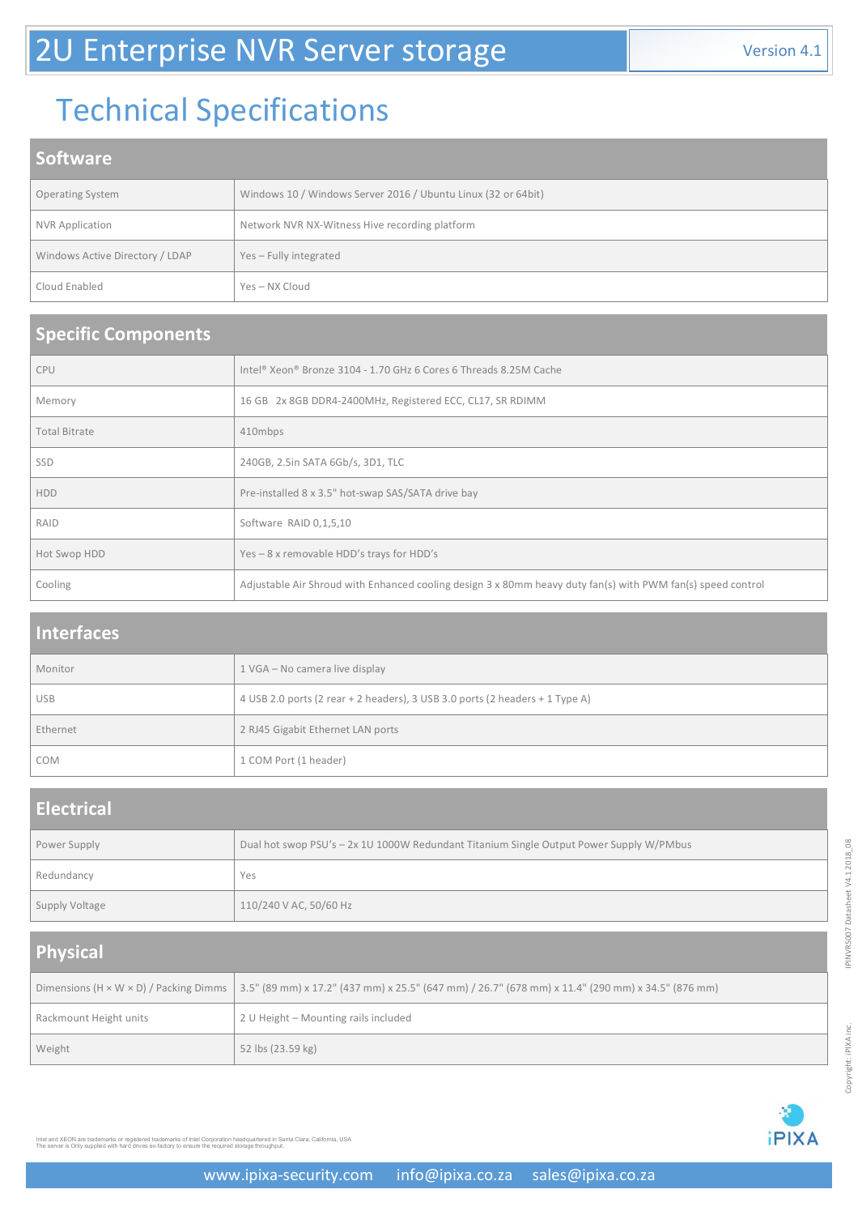# 2U Enterprise NVR Server storage

Version 4.1

## Technical Specifications

| Software | |
|---|---|
| Operating System | Windows 10 / Windows Server 2016 / Ubuntu Linux (32 or 64bit) |
| NVR Application | Network NVR NX-Witness Hive recording platform |
| Windows Active Directory / LDAP | Yes – Fully integrated |
| Cloud Enabled | Yes – NX Cloud |

| Specific Components | |
|---|---|
| CPU | Intel® Xeon® Bronze 3104 - 1.70 GHz 6 Cores 6 Threads 8.25M Cache |
| Memory | 16 GB 2x 8GB DDR4-2400MHz, Registered ECC, CL17, SR RDIMM |
| Total Bitrate | 410mbps |
| SSD | 240GB, 2.5in SATA 6Gb/s, 3D1, TLC |
| HDD | Pre-installed 8 x 3.5" hot-swap SAS/SATA drive bay |
| RAID | Software RAID 0,1,5,10 |
| Hot Swop HDD | Yes – 8 x removable HDD's trays for HDD's |
| Cooling | Adjustable Air Shroud with Enhanced cooling design 3 x 80mm heavy duty fan(s) with PWM fan(s) speed control |

| Interfaces | |
|---|---|
| Monitor | 1 VGA – No camera live display |
| USB | 4 USB 2.0 ports (2 rear + 2 headers), 3 USB 3.0 ports (2 headers + 1 Type A) |
| Ethernet | 2 RJ45 Gigabit Ethernet LAN ports |
| COM | 1 COM Port (1 header) |

| Electrical | |
|---|---|
| Power Supply | Dual hot swop PSU's – 2x 1U 1000W Redundant Titanium Single Output Power Supply W/PMbus |
| Redundancy | Yes |
| Supply Voltage | 110/240 V AC, 50/60 Hz |

| Physical | |
|---|---|
| Dimensions (H × W × D) / Packing Dimms | 3.5" (89 mm) x 17.2" (437 mm) x 25.5" (647 mm) / 26.7" (678 mm) x 11.4" (290 mm) x 34.5" (876 mm) |
| Rackmount Height units | 2 U Height – Mounting rails included |
| Weight | 52 lbs (23.59 kg) |

Intel and XEON are trademarks or registered trademarks of Intel Corporation headquartered in Santa Clara, California, USA
The server is Only supplied with hard drives ex-factory to ensure the required storage throughput.

IPINVRS007 Datasheet V4.1 2018_08

Copyright: iPIXA Inc.

www.ipixa-security.com info@ipixa.co.za sales@ipixa.co.za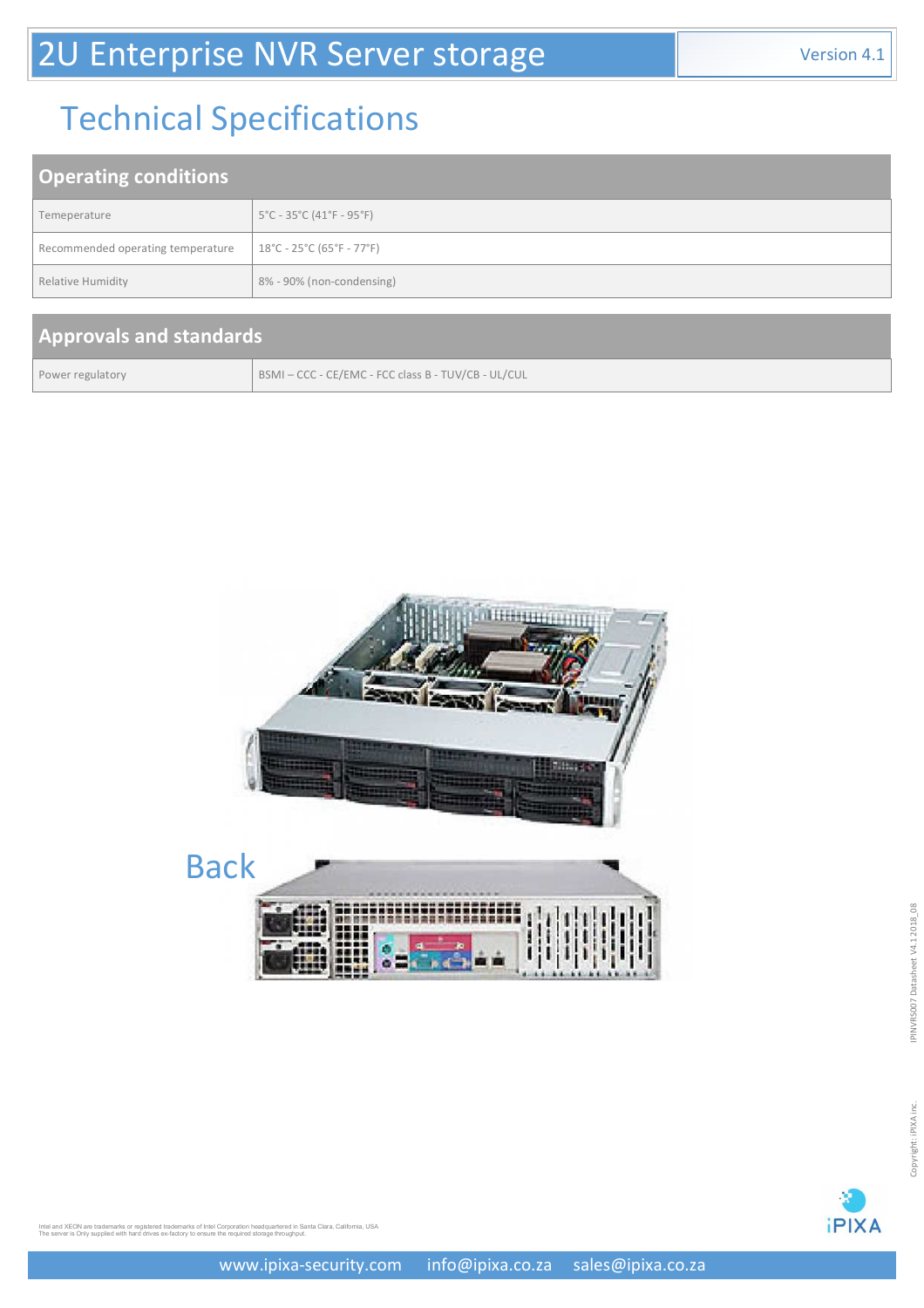# 2U Enterprise NVR Server storage

Version 4.1

## Technical Specifications

| Operating conditions | |
|---|---|
| Temeperature | 5°C - 35°C (41°F - 95°F) |
| Recommended operating temperature | 18°C - 25°C (65°F - 77°F) |
| Relative Humidity | 8% - 90% (non-condensing) |

| Approvals and standards | |
|---|---|
| Power regulatory | BSMI – CCC - CE/EMC - FCC class B - TUV/CB - UL/CUL |

Back

Intel and XEON are trademarks or registered trademarks of Intel Corporation headquartered in Santa Clara, California, USA
The server is Only supplied with hard drives ex-factory to ensure the required storage throughput.

IPINVRS007 Datasheet V4.1 2018_08

Copyright: iPIXA Inc.

www.ipixa-security.com info@ipixa.co.za sales@ipixa.co.za